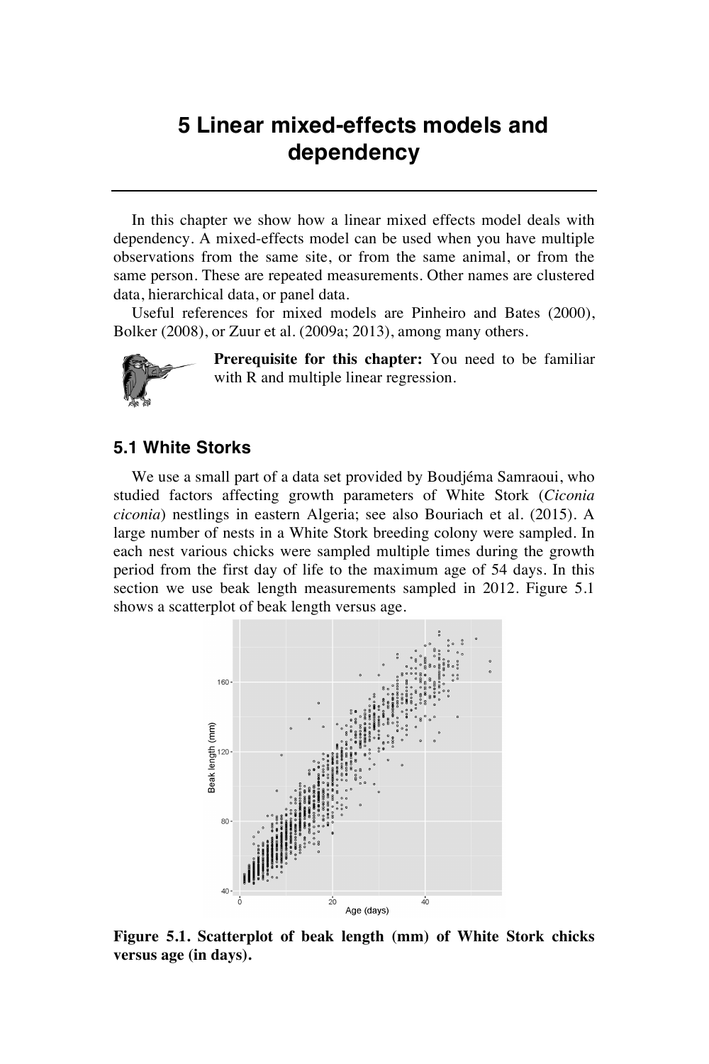# 5 Linear mixed-effects models and dependency

In this chapter we show how a linear mixed effects model deals with dependency. A mixed-effects model can be used when you have multiple observations from the same site, or from the same animal, or from the same person. These are repeated measurements. Other names are clustered data, hierarchical data, or panel data.

Useful references for mixed models are Pinheiro and Bates (2000), Bolker (2008), or Zuur et al. (2009a; 2013), among many others.

**Prerequisite for this chapter:** You need to be familiar with R and multiple linear regression.

## 5.1 White Storks

We use a small part of a data set provided by Boudjéma Samraoui, who studied factors affecting growth parameters of White Stork (*Ciconia ciconia*) nestlings in eastern Algeria; see also Bouriach et al. (2015). A large number of nests in a White Stork breeding colony were sampled. In each nest various chicks were sampled multiple times during the growth period from the first day of life to the maximum age of 54 days. In this section we use beak length measurements sampled in 2012. Figure 5.1 shows a scatterplot of beak length versus age.

**Figure 5.1. Scatterplot of beak length (mm) of White Stork chicks versus age (in days).**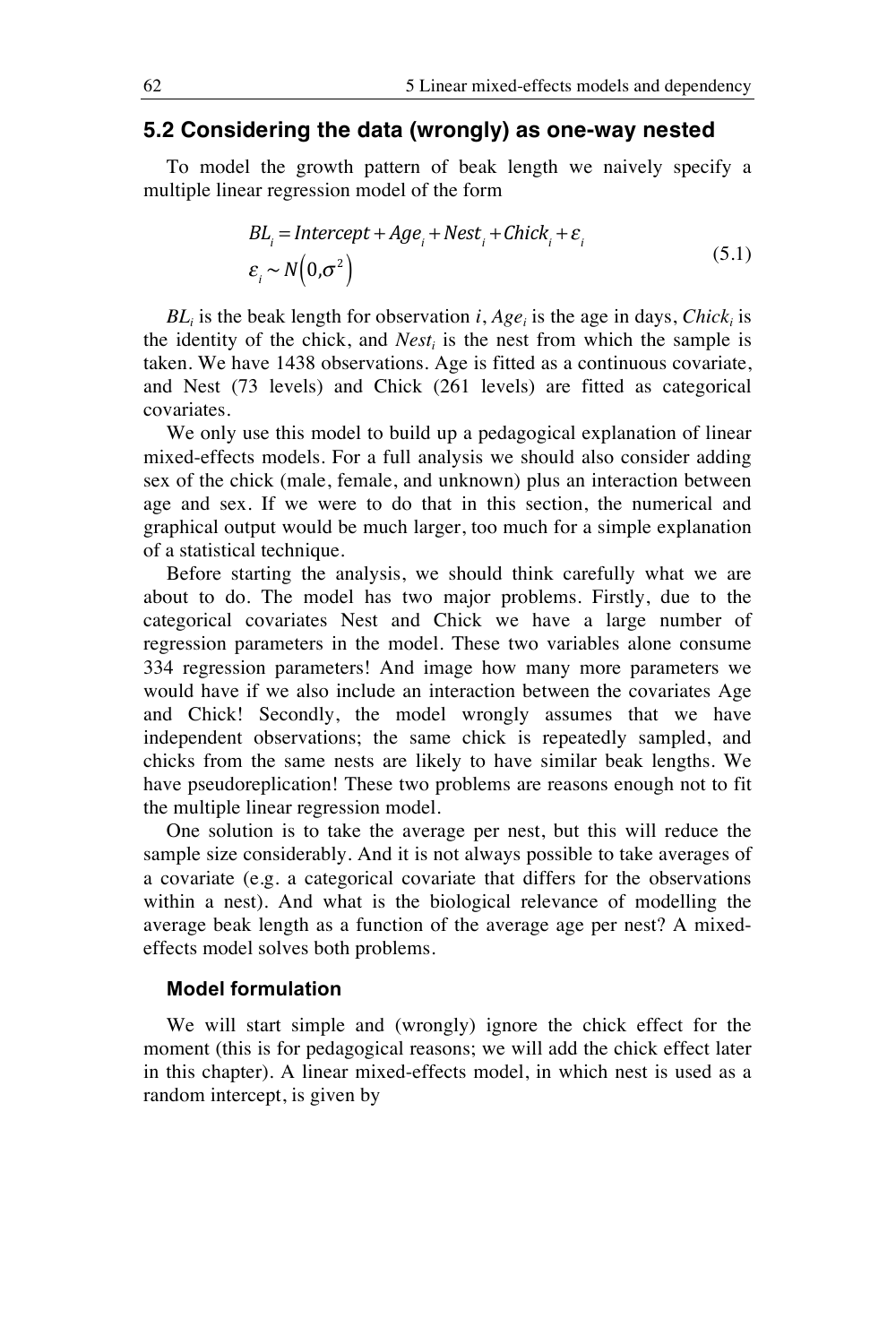## 5.2 Considering the data (wrongly) as one-way nested

To model the growth pattern of beak length we naively specify a multiple linear regression model of the form

$$
\begin{aligned}
& BL_i = Intercept + Age_i + Nest_i + Chick_i + \varepsilon_i \\
& \varepsilon_i \sim N\left(0, \sigma^2\right)
\end{aligned}
\tag{5.1}
$$

$BL_i$ is the beak length for observation $i$, $Age_i$ is the age in days, $Chick_i$ is the identity of the chick, and $Nest_i$ is the nest from which the sample is taken. We have 1438 observations. Age is fitted as a continuous covariate, and Nest (73 levels) and Chick (261 levels) are fitted as categorical covariates.

We only use this model to build up a pedagogical explanation of linear mixed-effects models. For a full analysis we should also consider adding sex of the chick (male, female, and unknown) plus an interaction between age and sex. If we were to do that in this section, the numerical and graphical output would be much larger, too much for a simple explanation of a statistical technique.

Before starting the analysis, we should think carefully what we are about to do. The model has two major problems. Firstly, due to the categorical covariates Nest and Chick we have a large number of regression parameters in the model. These two variables alone consume 334 regression parameters! And image how many more parameters we would have if we also include an interaction between the covariates Age and Chick! Secondly, the model wrongly assumes that we have independent observations; the same chick is repeatedly sampled, and chicks from the same nests are likely to have similar beak lengths. We have pseudoreplication! These two problems are reasons enough not to fit the multiple linear regression model.

One solution is to take the average per nest, but this will reduce the sample size considerably. And it is not always possible to take averages of a covariate (e.g. a categorical covariate that differs for the observations within a nest). And what is the biological relevance of modelling the average beak length as a function of the average age per nest? A mixed-effects model solves both problems.

### Model formulation

We will start simple and (wrongly) ignore the chick effect for the moment (this is for pedagogical reasons; we will add the chick effect later in this chapter). A linear mixed-effects model, in which nest is used as a random intercept, is given by